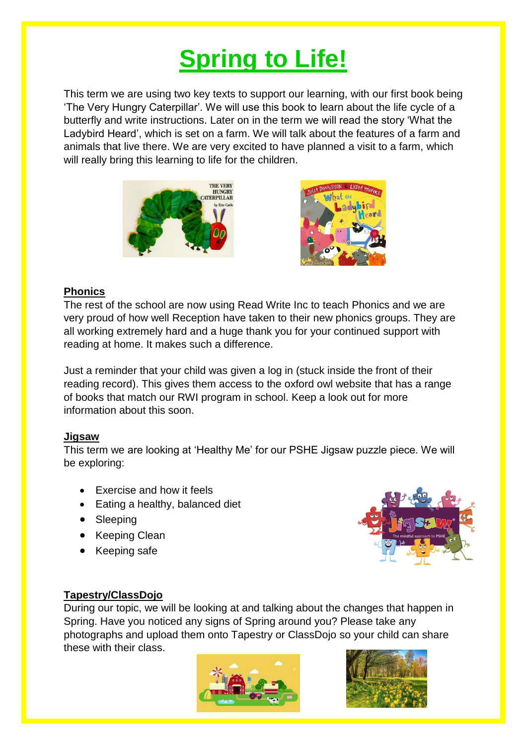# Spring to Life!

This term we are using two key texts to support our learning, with our first book being 'The Very Hungry Caterpillar'. We will use this book to learn about the life cycle of a butterfly and write instructions. Later on in the term we will read the story 'What the Ladybird Heard', which is set on a farm. We will talk about the features of a farm and animals that live there. We are very excited to have planned a visit to a farm, which will really bring this learning to life for the children.

## Phonics

The rest of the school are now using Read Write Inc to teach Phonics and we are very proud of how well Reception have taken to their new phonics groups. They are all working extremely hard and a huge thank you for your continued support with reading at home. It makes such a difference.

Just a reminder that your child was given a log in (stuck inside the front of their reading record). This gives them access to the oxford owl website that has a range of books that match our RWI program in school. Keep a look out for more information about this soon.

## Jigsaw

This term we are looking at 'Healthy Me' for our PSHE Jigsaw puzzle piece. We will be exploring:

- Exercise and how it feels
- Eating a healthy, balanced diet
- Sleeping
- Keeping Clean
- Keeping safe

## Tapestry/ClassDojo

During our topic, we will be looking at and talking about the changes that happen in Spring. Have you noticed any signs of Spring around you? Please take any photographs and upload them onto Tapestry or ClassDojo so your child can share these with their class.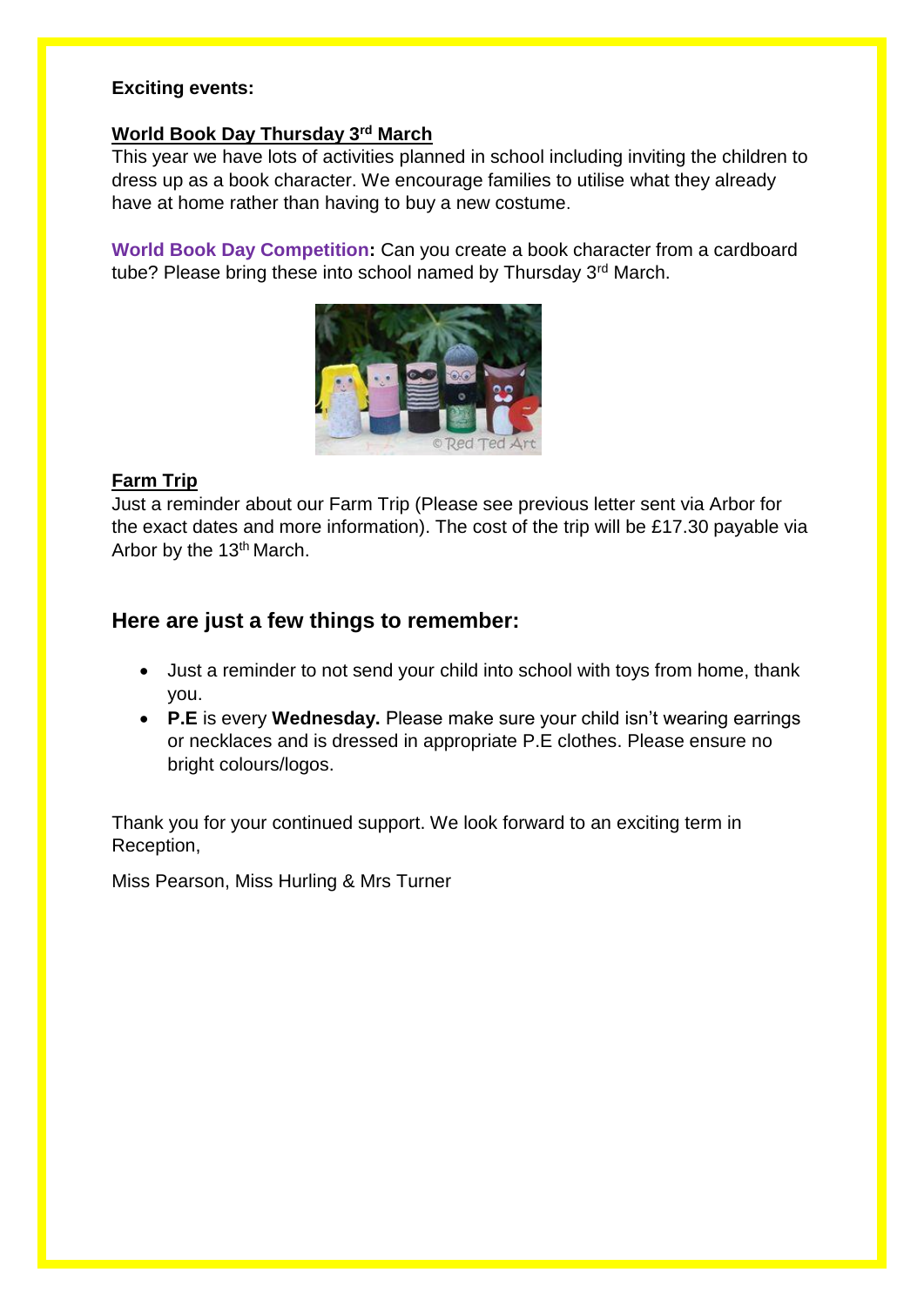**Exciting events:**

**World Book Day Thursday 3rd March**

This year we have lots of activities planned in school including inviting the children to dress up as a book character. We encourage families to utilise what they already have at home rather than having to buy a new costume.

**World Book Day Competition:** Can you create a book character from a cardboard tube? Please bring these into school named by Thursday 3rd March.

**Farm Trip**

Just a reminder about our Farm Trip (Please see previous letter sent via Arbor for the exact dates and more information). The cost of the trip will be £17.30 payable via Arbor by the 13th March.

## Here are just a few things to remember:

- Just a reminder to not send your child into school with toys from home, thank you.
- **P.E** is every **Wednesday.** Please make sure your child isn't wearing earrings or necklaces and is dressed in appropriate P.E clothes. Please ensure no bright colours/logos.

Thank you for your continued support. We look forward to an exciting term in Reception,

Miss Pearson, Miss Hurling & Mrs Turner